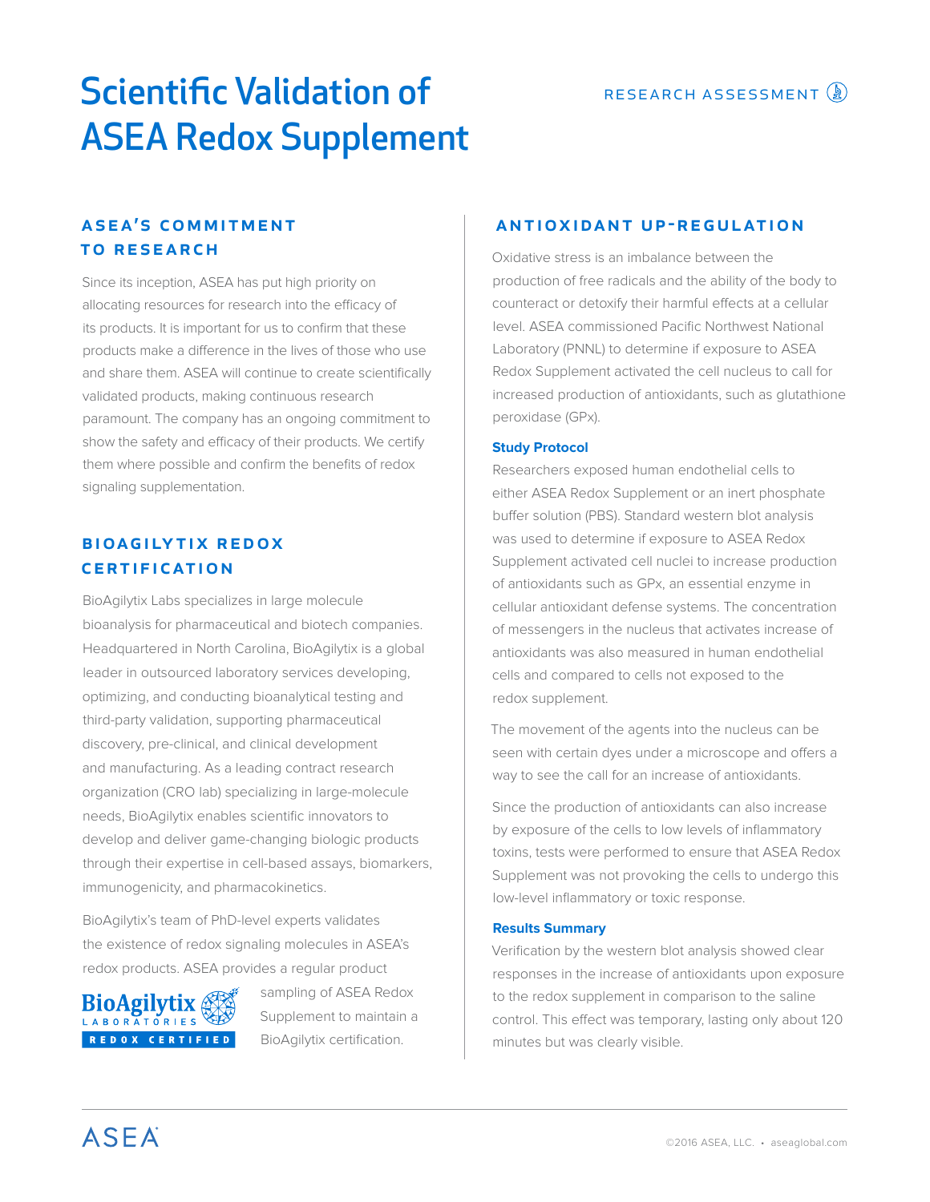# Scientific Validation of ASEA Redox Supplement

RESEARCH ASSESSMENT

## ASEA'S COMMITMENT TO RESEARCH

Since its inception, ASEA has put high priority on allocating resources for research into the efficacy of its products. It is important for us to confirm that these products make a difference in the lives of those who use and share them. ASEA will continue to create scientifically validated products, making continuous research paramount. The company has an ongoing commitment to show the safety and efficacy of their products. We certify them where possible and confirm the benefits of redox signaling supplementation.

## BIOAGILYTIX REDOX CERTIFICATION

BioAgilytix Labs specializes in large molecule bioanalysis for pharmaceutical and biotech companies. Headquartered in North Carolina, BioAgilytix is a global leader in outsourced laboratory services developing, optimizing, and conducting bioanalytical testing and third-party validation, supporting pharmaceutical discovery, pre-clinical, and clinical development and manufacturing. As a leading contract research organization (CRO lab) specializing in large-molecule needs, BioAgilytix enables scientific innovators to develop and deliver game-changing biologic products through their expertise in cell-based assays, biomarkers, immunogenicity, and pharmacokinetics.

BioAgilytix's team of PhD-level experts validates the existence of redox signaling molecules in ASEA's redox products. ASEA provides a regular product sampling of ASEA Redox Supplement to maintain a BioAgilytix certification.

BioAgilytix LABORATORIES REDOX CERTIFIED

## ANTIOXIDANT UP-REGULATION

Oxidative stress is an imbalance between the production of free radicals and the ability of the body to counteract or detoxify their harmful effects at a cellular level. ASEA commissioned Pacific Northwest National Laboratory (PNNL) to determine if exposure to ASEA Redox Supplement activated the cell nucleus to call for increased production of antioxidants, such as glutathione peroxidase (GPx).

### Study Protocol

Researchers exposed human endothelial cells to either ASEA Redox Supplement or an inert phosphate buffer solution (PBS). Standard western blot analysis was used to determine if exposure to ASEA Redox Supplement activated cell nuclei to increase production of antioxidants such as GPx, an essential enzyme in cellular antioxidant defense systems. The concentration of messengers in the nucleus that activates increase of antioxidants was also measured in human endothelial cells and compared to cells not exposed to the redox supplement.

The movement of the agents into the nucleus can be seen with certain dyes under a microscope and offers a way to see the call for an increase of antioxidants.

Since the production of antioxidants can also increase by exposure of the cells to low levels of inflammatory toxins, tests were performed to ensure that ASEA Redox Supplement was not provoking the cells to undergo this low-level inflammatory or toxic response.

### Results Summary

Verification by the western blot analysis showed clear responses in the increase of antioxidants upon exposure to the redox supplement in comparison to the saline control. This effect was temporary, lasting only about 120 minutes but was clearly visible.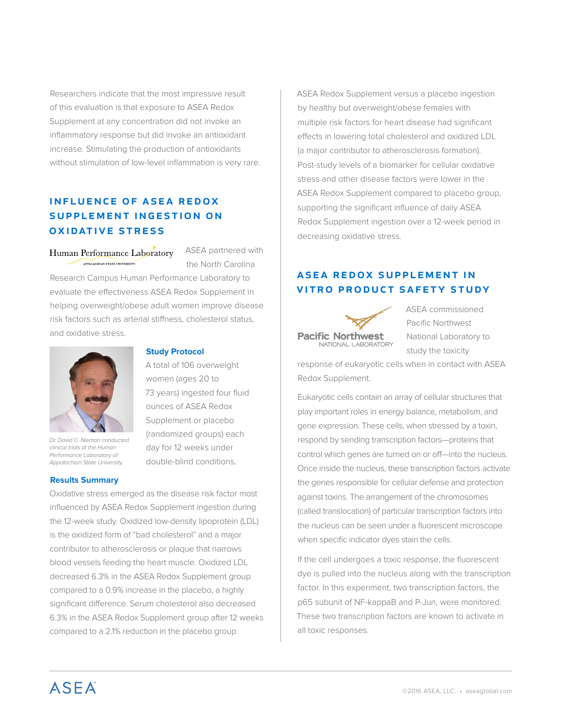Researchers indicate that the most impressive result of this evaluation is that exposure to ASEA Redox Supplement at any concentration did not invoke an inflammatory response but did invoke an antioxidant increase. Stimulating the production of antioxidants without stimulation of low-level inflammation is very rare.

## INFLUENCE OF ASEA REDOX SUPPLEMENT INGESTION ON OXIDATIVE STRESS

Human Performance Laboratory
APPALACHIAN STATE UNIVERSITY

ASEA partnered with the North Carolina Research Campus Human Performance Laboratory to evaluate the effectiveness ASEA Redox Supplement in helping overweight/obese adult women improve disease risk factors such as arterial stiffness, cholesterol status, and oxidative stress.

*Dr. David C. Nieman conducted clinical trials at the Human Performance Laboratory of Appalachian State University.*

### Study Protocol

A total of 106 overweight women (ages 20 to 73 years) ingested four fluid ounces of ASEA Redox Supplement or placebo (randomized groups) each day for 12 weeks under double-blind conditions.

### Results Summary

Oxidative stress emerged as the disease risk factor most influenced by ASEA Redox Supplement ingestion during the 12-week study. Oxidized low-density lipoprotein (LDL) is the oxidized form of "bad cholesterol" and a major contributor to atherosclerosis or plaque that narrows blood vessels feeding the heart muscle. Oxidized LDL decreased 6.3% in the ASEA Redox Supplement group compared to a 0.9% increase in the placebo, a highly significant difference. Serum cholesterol also decreased 6.3% in the ASEA Redox Supplement group after 12 weeks compared to a 2.1% reduction in the placebo group.

ASEA Redox Supplement versus a placebo ingestion by healthy but overweight/obese females with multiple risk factors for heart disease had significant effects in lowering total cholesterol and oxidized LDL (a major contributor to atherosclerosis formation). Post-study levels of a biomarker for cellular oxidative stress and other disease factors were lower in the ASEA Redox Supplement compared to placebo group, supporting the significant influence of daily ASEA Redox Supplement ingestion over a 12-week period in decreasing oxidative stress.

## ASEA REDOX SUPPLEMENT IN VITRO PRODUCT SAFETY STUDY

Pacific Northwest
NATIONAL LABORATORY

ASEA commissioned Pacific Northwest National Laboratory to study the toxicity response of eukaryotic cells when in contact with ASEA Redox Supplement.

Eukaryotic cells contain an array of cellular structures that play important roles in energy balance, metabolism, and gene expression. These cells, when stressed by a toxin, respond by sending transcription factors—proteins that control which genes are turned on or off—into the nucleus. Once inside the nucleus, these transcription factors activate the genes responsible for cellular defense and protection against toxins. The arrangement of the chromosomes (called translocation) of particular transcription factors into the nucleus can be seen under a fluorescent microscope when specific indicator dyes stain the cells.

If the cell undergoes a toxic response, the fluorescent dye is pulled into the nucleus along with the transcription factor. In this experiment, two transcription factors, the p65 subunit of NF-kappaB and P-Jun, were monitored. These two transcription factors are known to activate in all toxic responses.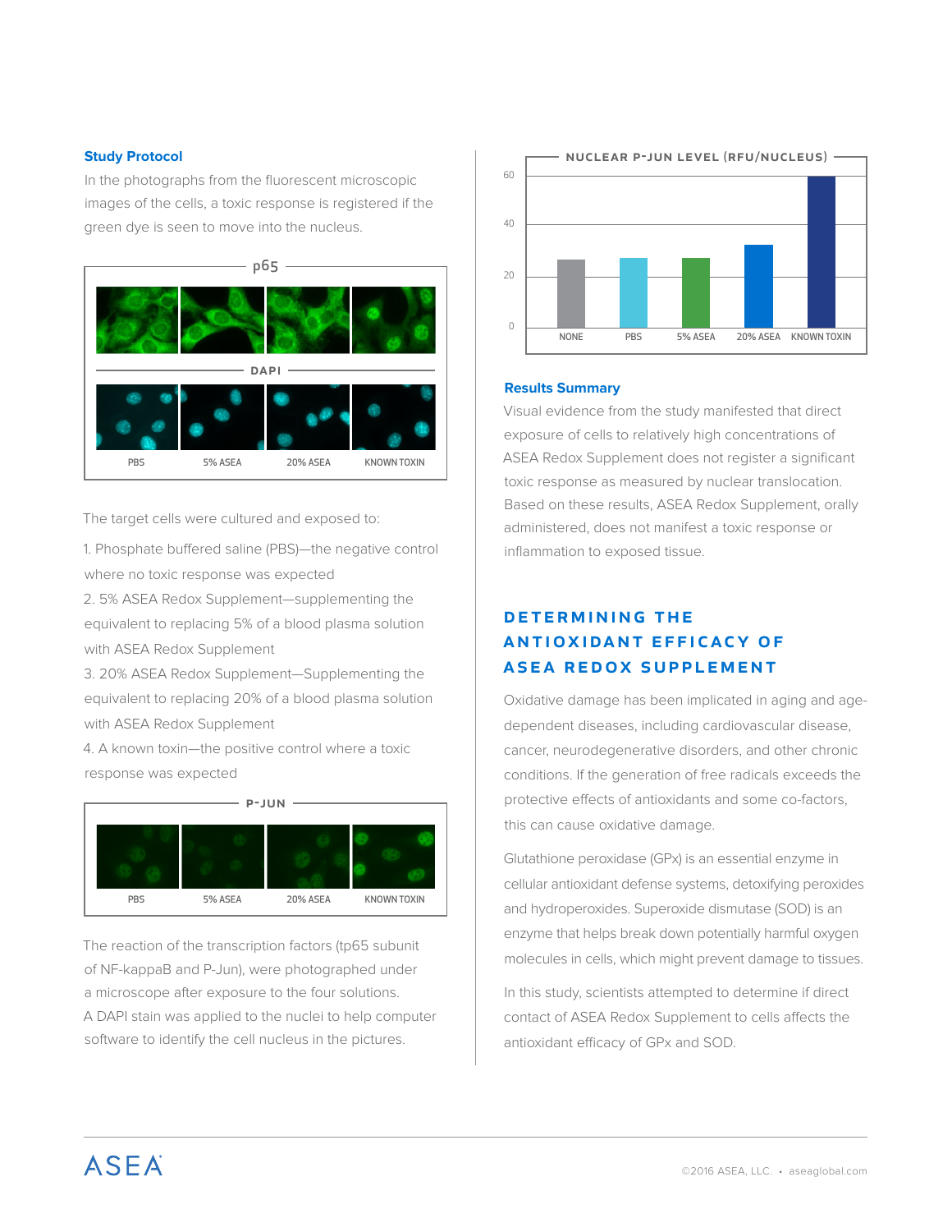### Study Protocol

In the photographs from the fluorescent microscopic images of the cells, a toxic response is registered if the green dye is seen to move into the nucleus.

p65

DAPI

PBS | 5% ASEA | 20% ASEA | KNOWN TOXIN

The target cells were cultured and exposed to:

1. Phosphate buffered saline (PBS)—the negative control where no toxic response was expected
2. 5% ASEA Redox Supplement—supplementing the equivalent to replacing 5% of a blood plasma solution with ASEA Redox Supplement
3. 20% ASEA Redox Supplement—Supplementing the equivalent to replacing 20% of a blood plasma solution with ASEA Redox Supplement
4. A known toxin—the positive control where a toxic response was expected

P-JUN

PBS | 5% ASEA | 20% ASEA | KNOWN TOXIN

The reaction of the transcription factors (tp65 subunit of NF-kappaB and P-Jun), were photographed under a microscope after exposure to the four solutions. A DAPI stain was applied to the nuclei to help computer software to identify the cell nucleus in the pictures.

NUCLEAR P-JUN LEVEL (RFU/NUCLEUS)

| Condition | NONE | PBS | 5% ASEA | 20% ASEA | KNOWN TOXIN |
|---|---|---|---|---|---|
| Approx. level | ~26 | ~27 | ~27 | ~32 | ~60 |

### Results Summary

Visual evidence from the study manifested that direct exposure of cells to relatively high concentrations of ASEA Redox Supplement does not register a significant toxic response as measured by nuclear translocation. Based on these results, ASEA Redox Supplement, orally administered, does not manifest a toxic response or inflammation to exposed tissue.

## DETERMINING THE ANTIOXIDANT EFFICACY OF ASEA REDOX SUPPLEMENT

Oxidative damage has been implicated in aging and age-dependent diseases, including cardiovascular disease, cancer, neurodegenerative disorders, and other chronic conditions. If the generation of free radicals exceeds the protective effects of antioxidants and some co-factors, this can cause oxidative damage.

Glutathione peroxidase (GPx) is an essential enzyme in cellular antioxidant defense systems, detoxifying peroxides and hydroperoxides. Superoxide dismutase (SOD) is an enzyme that helps break down potentially harmful oxygen molecules in cells, which might prevent damage to tissues.

In this study, scientists attempted to determine if direct contact of ASEA Redox Supplement to cells affects the antioxidant efficacy of GPx and SOD.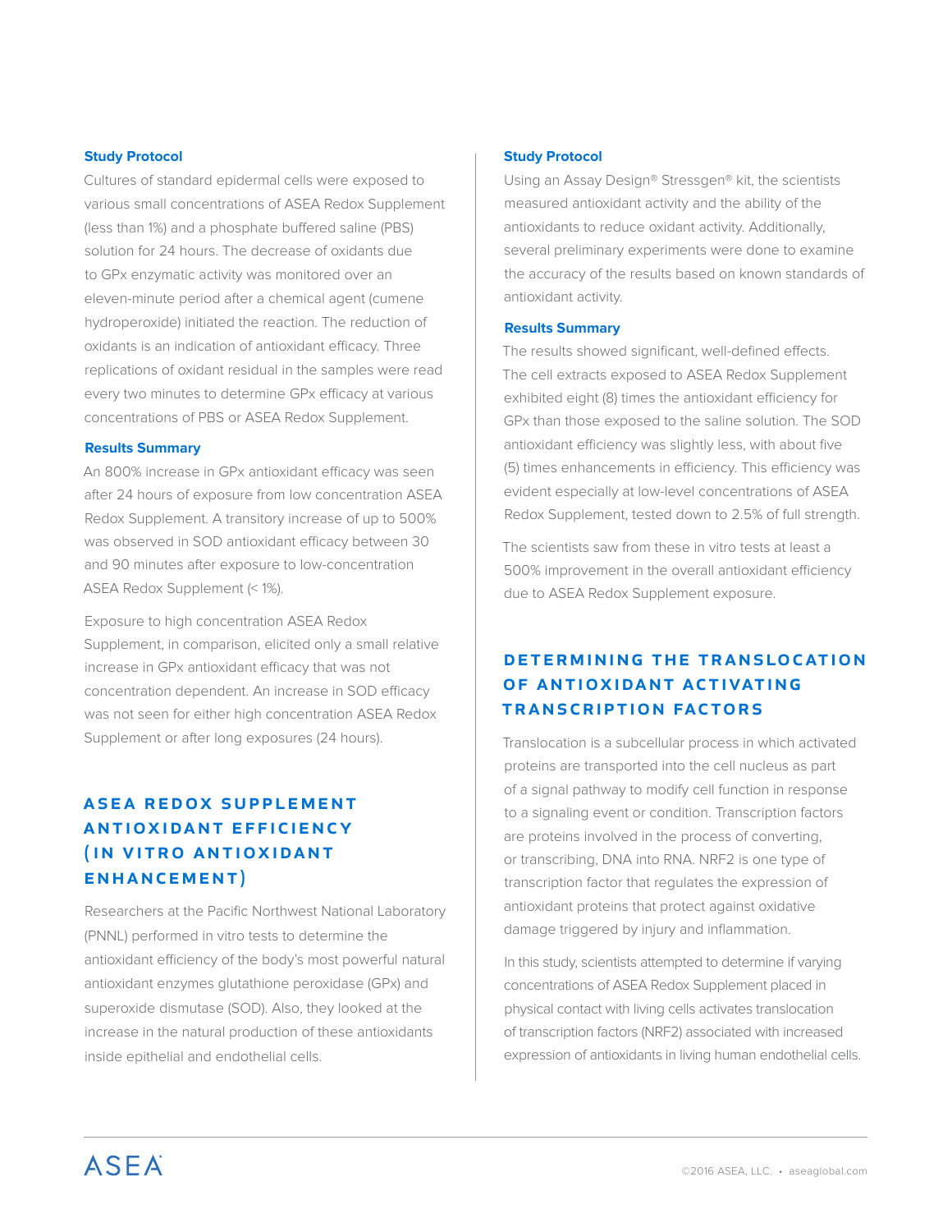### Study Protocol

Cultures of standard epidermal cells were exposed to various small concentrations of ASEA Redox Supplement (less than 1%) and a phosphate buffered saline (PBS) solution for 24 hours. The decrease of oxidants due to GPx enzymatic activity was monitored over an eleven-minute period after a chemical agent (cumene hydroperoxide) initiated the reaction. The reduction of oxidants is an indication of antioxidant efficacy. Three replications of oxidant residual in the samples were read every two minutes to determine GPx efficacy at various concentrations of PBS or ASEA Redox Supplement.

### Results Summary

An 800% increase in GPx antioxidant efficacy was seen after 24 hours of exposure from low concentration ASEA Redox Supplement. A transitory increase of up to 500% was observed in SOD antioxidant efficacy between 30 and 90 minutes after exposure to low-concentration ASEA Redox Supplement (< 1%).

Exposure to high concentration ASEA Redox Supplement, in comparison, elicited only a small relative increase in GPx antioxidant efficacy that was not concentration dependent. An increase in SOD efficacy was not seen for either high concentration ASEA Redox Supplement or after long exposures (24 hours).

## ASEA REDOX SUPPLEMENT ANTIOXIDANT EFFICIENCY (IN VITRO ANTIOXIDANT ENHANCEMENT)

Researchers at the Pacific Northwest National Laboratory (PNNL) performed in vitro tests to determine the antioxidant efficiency of the body's most powerful natural antioxidant enzymes glutathione peroxidase (GPx) and superoxide dismutase (SOD). Also, they looked at the increase in the natural production of these antioxidants inside epithelial and endothelial cells.

### Study Protocol

Using an Assay Design® Stressgen® kit, the scientists measured antioxidant activity and the ability of the antioxidants to reduce oxidant activity. Additionally, several preliminary experiments were done to examine the accuracy of the results based on known standards of antioxidant activity.

### Results Summary

The results showed significant, well-defined effects. The cell extracts exposed to ASEA Redox Supplement exhibited eight (8) times the antioxidant efficiency for GPx than those exposed to the saline solution. The SOD antioxidant efficiency was slightly less, with about five (5) times enhancements in efficiency. This efficiency was evident especially at low-level concentrations of ASEA Redox Supplement, tested down to 2.5% of full strength.

The scientists saw from these in vitro tests at least a 500% improvement in the overall antioxidant efficiency due to ASEA Redox Supplement exposure.

## DETERMINING THE TRANSLOCATION OF ANTIOXIDANT ACTIVATING TRANSCRIPTION FACTORS

Translocation is a subcellular process in which activated proteins are transported into the cell nucleus as part of a signal pathway to modify cell function in response to a signaling event or condition. Transcription factors are proteins involved in the process of converting, or transcribing, DNA into RNA. NRF2 is one type of transcription factor that regulates the expression of antioxidant proteins that protect against oxidative damage triggered by injury and inflammation.

In this study, scientists attempted to determine if varying concentrations of ASEA Redox Supplement placed in physical contact with living cells activates translocation of transcription factors (NRF2) associated with increased expression of antioxidants in living human endothelial cells.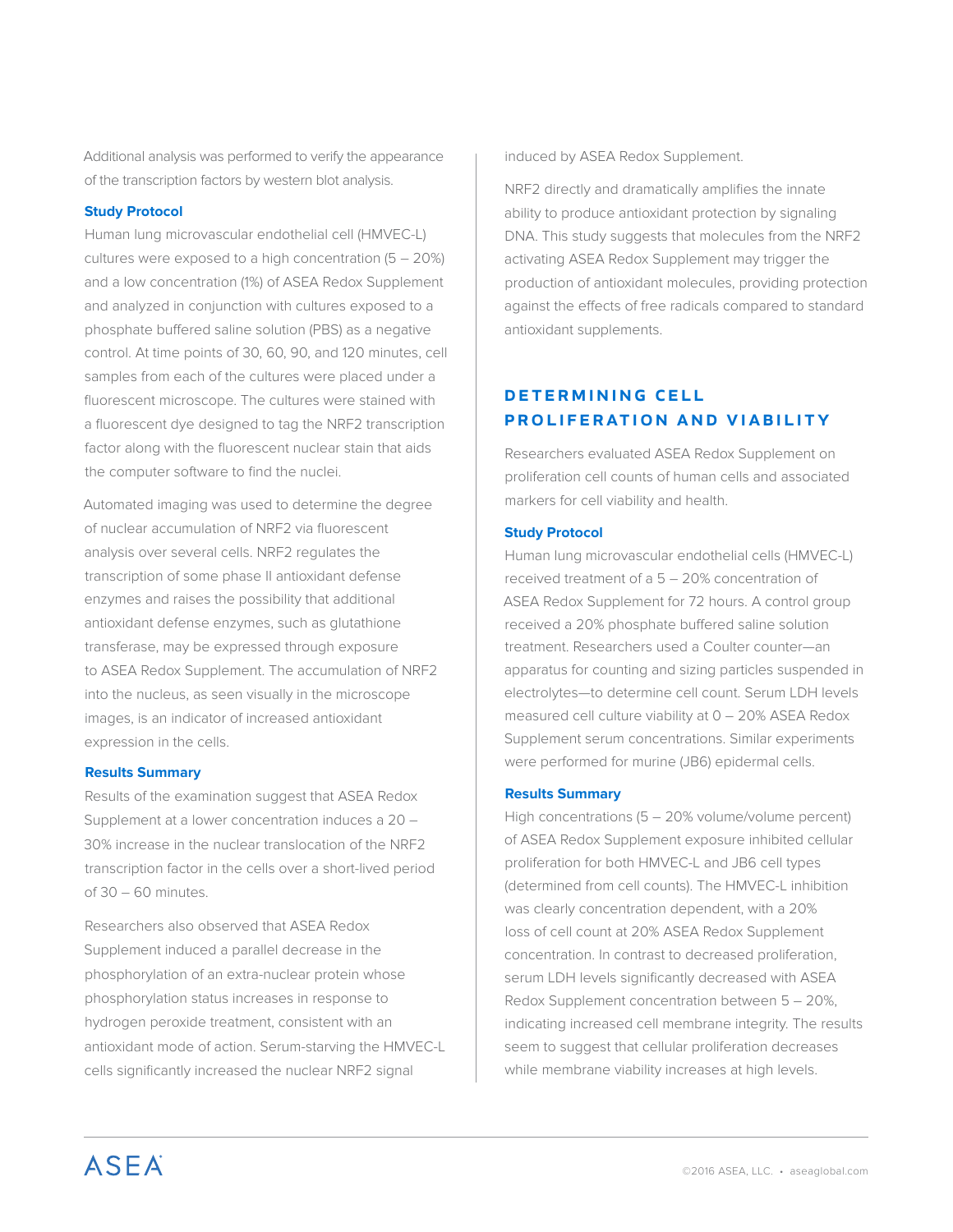Additional analysis was performed to verify the appearance of the transcription factors by western blot analysis.

### Study Protocol

Human lung microvascular endothelial cell (HMVEC-L) cultures were exposed to a high concentration (5 – 20%) and a low concentration (1%) of ASEA Redox Supplement and analyzed in conjunction with cultures exposed to a phosphate buffered saline solution (PBS) as a negative control. At time points of 30, 60, 90, and 120 minutes, cell samples from each of the cultures were placed under a fluorescent microscope. The cultures were stained with a fluorescent dye designed to tag the NRF2 transcription factor along with the fluorescent nuclear stain that aids the computer software to find the nuclei.

Automated imaging was used to determine the degree of nuclear accumulation of NRF2 via fluorescent analysis over several cells. NRF2 regulates the transcription of some phase II antioxidant defense enzymes and raises the possibility that additional antioxidant defense enzymes, such as glutathione transferase, may be expressed through exposure to ASEA Redox Supplement. The accumulation of NRF2 into the nucleus, as seen visually in the microscope images, is an indicator of increased antioxidant expression in the cells.

### Results Summary

Results of the examination suggest that ASEA Redox Supplement at a lower concentration induces a 20 – 30% increase in the nuclear translocation of the NRF2 transcription factor in the cells over a short-lived period of 30 – 60 minutes.

Researchers also observed that ASEA Redox Supplement induced a parallel decrease in the phosphorylation of an extra-nuclear protein whose phosphorylation status increases in response to hydrogen peroxide treatment, consistent with an antioxidant mode of action. Serum-starving the HMVEC-L cells significantly increased the nuclear NRF2 signal induced by ASEA Redox Supplement.

NRF2 directly and dramatically amplifies the innate ability to produce antioxidant protection by signaling DNA. This study suggests that molecules from the NRF2 activating ASEA Redox Supplement may trigger the production of antioxidant molecules, providing protection against the effects of free radicals compared to standard antioxidant supplements.

## DETERMINING CELL PROLIFERATION AND VIABILITY

Researchers evaluated ASEA Redox Supplement on proliferation cell counts of human cells and associated markers for cell viability and health.

### Study Protocol

Human lung microvascular endothelial cells (HMVEC-L) received treatment of a 5 – 20% concentration of ASEA Redox Supplement for 72 hours. A control group received a 20% phosphate buffered saline solution treatment. Researchers used a Coulter counter—an apparatus for counting and sizing particles suspended in electrolytes—to determine cell count. Serum LDH levels measured cell culture viability at 0 – 20% ASEA Redox Supplement serum concentrations. Similar experiments were performed for murine (JB6) epidermal cells.

### Results Summary

High concentrations (5 – 20% volume/volume percent) of ASEA Redox Supplement exposure inhibited cellular proliferation for both HMVEC-L and JB6 cell types (determined from cell counts). The HMVEC-L inhibition was clearly concentration dependent, with a 20% loss of cell count at 20% ASEA Redox Supplement concentration. In contrast to decreased proliferation, serum LDH levels significantly decreased with ASEA Redox Supplement concentration between 5 – 20%, indicating increased cell membrane integrity. The results seem to suggest that cellular proliferation decreases while membrane viability increases at high levels.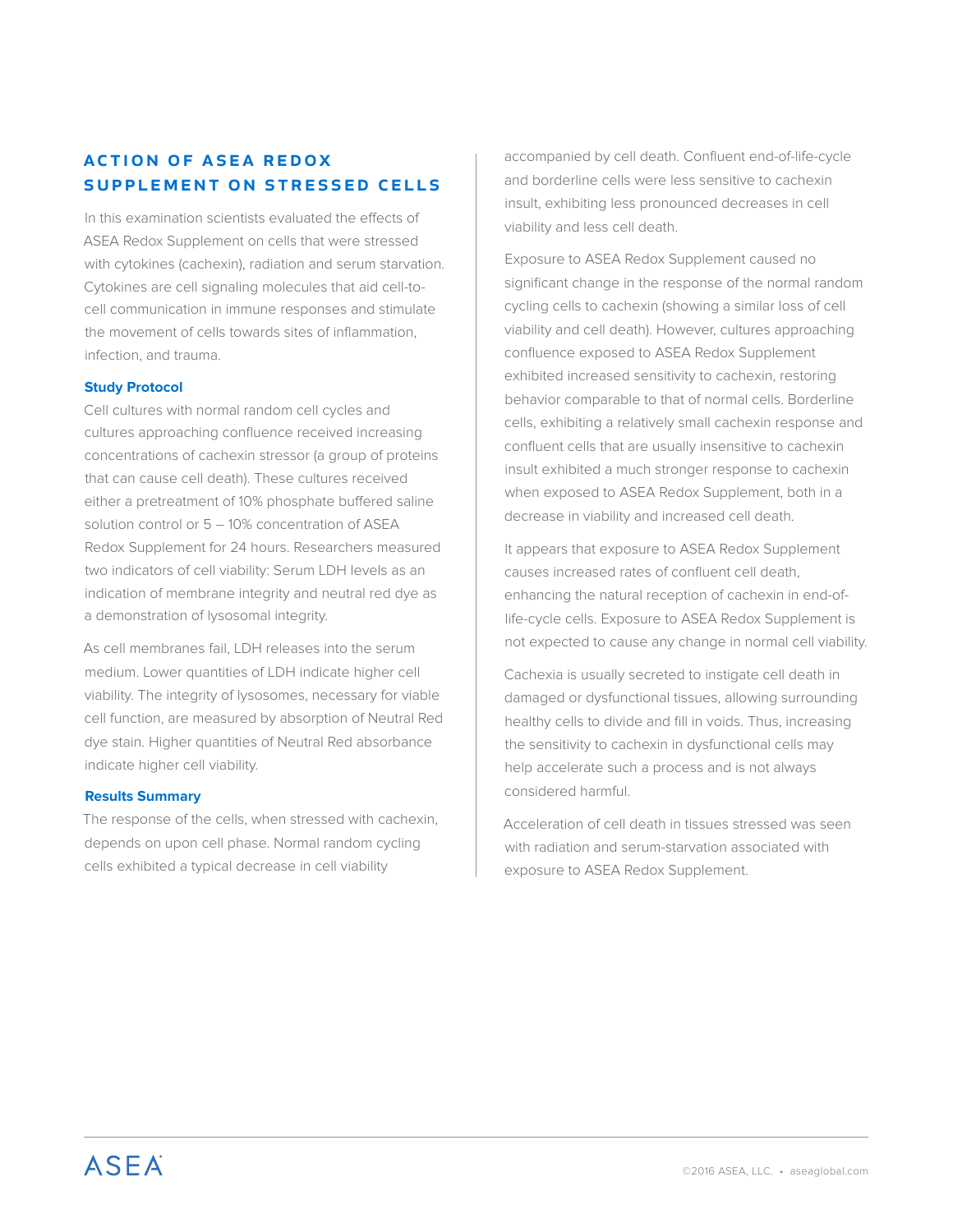## ACTION OF ASEA REDOX SUPPLEMENT ON STRESSED CELLS

In this examination scientists evaluated the effects of ASEA Redox Supplement on cells that were stressed with cytokines (cachexin), radiation and serum starvation. Cytokines are cell signaling molecules that aid cell-to-cell communication in immune responses and stimulate the movement of cells towards sites of inflammation, infection, and trauma.

### Study Protocol

Cell cultures with normal random cell cycles and cultures approaching confluence received increasing concentrations of cachexin stressor (a group of proteins that can cause cell death). These cultures received either a pretreatment of 10% phosphate buffered saline solution control or 5 – 10% concentration of ASEA Redox Supplement for 24 hours. Researchers measured two indicators of cell viability: Serum LDH levels as an indication of membrane integrity and neutral red dye as a demonstration of lysosomal integrity.

As cell membranes fail, LDH releases into the serum medium. Lower quantities of LDH indicate higher cell viability. The integrity of lysosomes, necessary for viable cell function, are measured by absorption of Neutral Red dye stain. Higher quantities of Neutral Red absorbance indicate higher cell viability.

### Results Summary

The response of the cells, when stressed with cachexin, depends on upon cell phase. Normal random cycling cells exhibited a typical decrease in cell viability accompanied by cell death. Confluent end-of-life-cycle and borderline cells were less sensitive to cachexin insult, exhibiting less pronounced decreases in cell viability and less cell death.

Exposure to ASEA Redox Supplement caused no significant change in the response of the normal random cycling cells to cachexin (showing a similar loss of cell viability and cell death). However, cultures approaching confluence exposed to ASEA Redox Supplement exhibited increased sensitivity to cachexin, restoring behavior comparable to that of normal cells. Borderline cells, exhibiting a relatively small cachexin response and confluent cells that are usually insensitive to cachexin insult exhibited a much stronger response to cachexin when exposed to ASEA Redox Supplement, both in a decrease in viability and increased cell death.

It appears that exposure to ASEA Redox Supplement causes increased rates of confluent cell death, enhancing the natural reception of cachexin in end-of-life-cycle cells. Exposure to ASEA Redox Supplement is not expected to cause any change in normal cell viability.

Cachexia is usually secreted to instigate cell death in damaged or dysfunctional tissues, allowing surrounding healthy cells to divide and fill in voids. Thus, increasing the sensitivity to cachexin in dysfunctional cells may help accelerate such a process and is not always considered harmful.

Acceleration of cell death in tissues stressed was seen with radiation and serum-starvation associated with exposure to ASEA Redox Supplement.

ASEA

©2016 ASEA, LLC. • aseaglobal.com